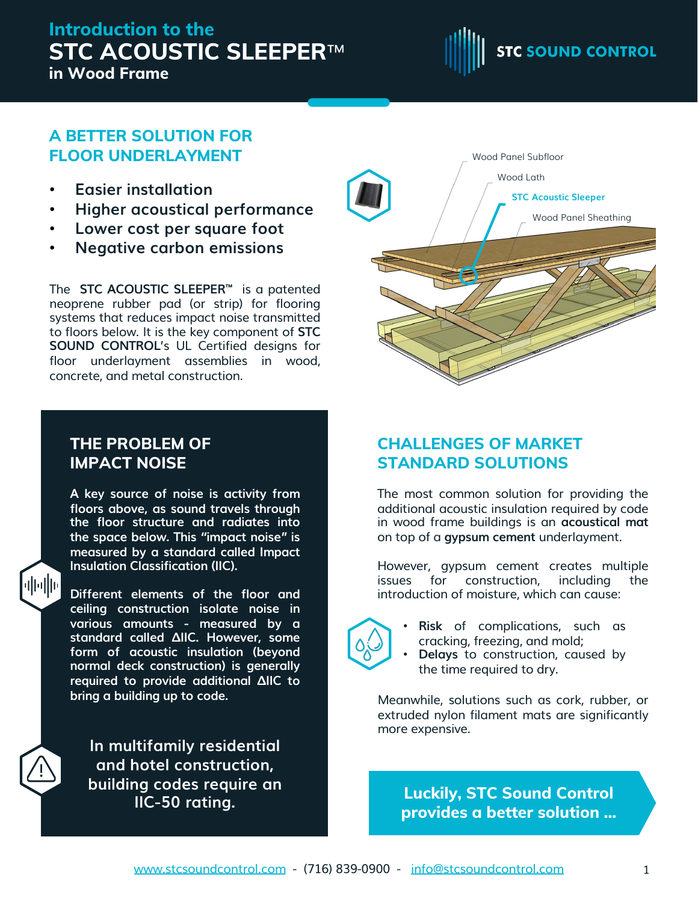# Introduction to the STC ACOUSTIC SLEEPER™ in Wood Frame

STC SOUND CONTROL

## A BETTER SOLUTION FOR FLOOR UNDERLAYMENT

- Easier installation
- Higher acoustical performance
- Lower cost per square foot
- Negative carbon emissions

The **STC ACOUSTIC SLEEPER™** is a patented neoprene rubber pad (or strip) for flooring systems that reduces impact noise transmitted to floors below. It is the key component of **STC SOUND CONTROL**'s UL Certified designs for floor underlayment assemblies in wood, concrete, and metal construction.

Wood Panel Subfloor

Wood Lath

STC Acoustic Sleeper

Wood Panel Sheathing

## THE PROBLEM OF IMPACT NOISE

A key source of noise is activity from floors above, as sound travels through the floor structure and radiates into the space below. This "impact noise" is measured by a standard called Impact Insulation Classification (IIC).

Different elements of the floor and ceiling construction isolate noise in various amounts - measured by a standard called ΔIIC. However, some form of acoustic insulation (beyond normal deck construction) is generally required to provide additional ΔIIC to bring a building up to code.

**In multifamily residential and hotel construction, building codes require an IIC-50 rating.**

## CHALLENGES OF MARKET STANDARD SOLUTIONS

The most common solution for providing the additional acoustic insulation required by code in wood frame buildings is an **acoustical mat** on top of a **gypsum cement** underlayment.

However, gypsum cement creates multiple issues for construction, including the introduction of moisture, which can cause:

- **Risk** of complications, such as cracking, freezing, and mold;
- **Delays** to construction, caused by the time required to dry.

Meanwhile, solutions such as cork, rubber, or extruded nylon filament mats are significantly more expensive.

**Luckily, STC Sound Control provides a better solution ...**

www.stcsoundcontrol.com - (716) 839-0900 - info@stcsoundcontrol.com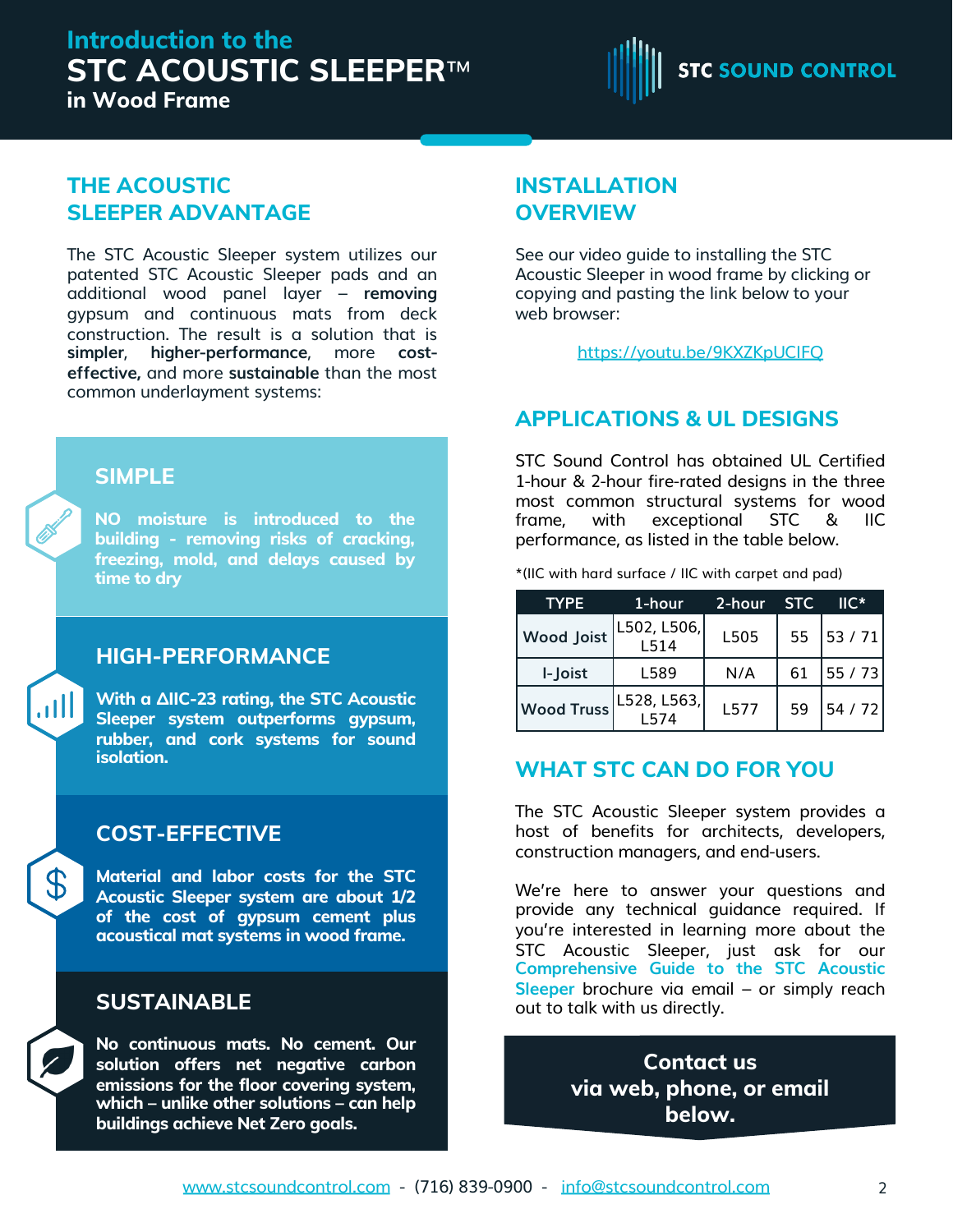# Introduction to the STC ACOUSTIC SLEEPER™ in Wood Frame

STC SOUND CONTROL

## THE ACOUSTIC SLEEPER ADVANTAGE

The STC Acoustic Sleeper system utilizes our patented STC Acoustic Sleeper pads and an additional wood panel layer – **removing** gypsum and continuous mats from deck construction. The result is a solution that is **simpler**, **higher-performance**, more **cost-effective,** and more **sustainable** than the most common underlayment systems:

### SIMPLE

**NO moisture is introduced to the building - removing risks of cracking, freezing, mold, and delays caused by time to dry**

### HIGH-PERFORMANCE

**With a ΔIIC-23 rating, the STC Acoustic Sleeper system outperforms gypsum, rubber, and cork systems for sound isolation.**

### COST-EFFECTIVE

**Material and labor costs for the STC Acoustic Sleeper system are about 1/2 of the cost of gypsum cement plus acoustical mat systems in wood frame.**

### SUSTAINABLE

**No continuous mats. No cement. Our solution offers net negative carbon emissions for the floor covering system, which – unlike other solutions – can help buildings achieve Net Zero goals.**

## INSTALLATION OVERVIEW

See our video guide to installing the STC Acoustic Sleeper in wood frame by clicking or copying and pasting the link below to your web browser:

https://youtu.be/9KXZKpUCIFQ

## APPLICATIONS & UL DESIGNS

STC Sound Control has obtained UL Certified 1-hour & 2-hour fire-rated designs in the three most common structural systems for wood frame, with exceptional STC & IIC performance, as listed in the table below.

*(IIC with hard surface / IIC with carpet and pad)

| TYPE | 1-hour | 2-hour | STC | IIC* |
|---|---|---|---|---|
| Wood Joist | L502, L506, L514 | L505 | 55 | 53 / 71 |
| I-Joist | L589 | N/A | 61 | 55 / 73 |
| Wood Truss | L528, L563, L574 | L577 | 59 | 54 / 72 |

## WHAT STC CAN DO FOR YOU

The STC Acoustic Sleeper system provides a host of benefits for architects, developers, construction managers, and end-users.

We're here to answer your questions and provide any technical guidance required. If you're interested in learning more about the STC Acoustic Sleeper, just ask for our **Comprehensive Guide to the STC Acoustic Sleeper** brochure via email – or simply reach out to talk with us directly.

**Contact us via web, phone, or email below.**

www.stcsoundcontrol.com - (716) 839-0900 - info@stcsoundcontrol.com